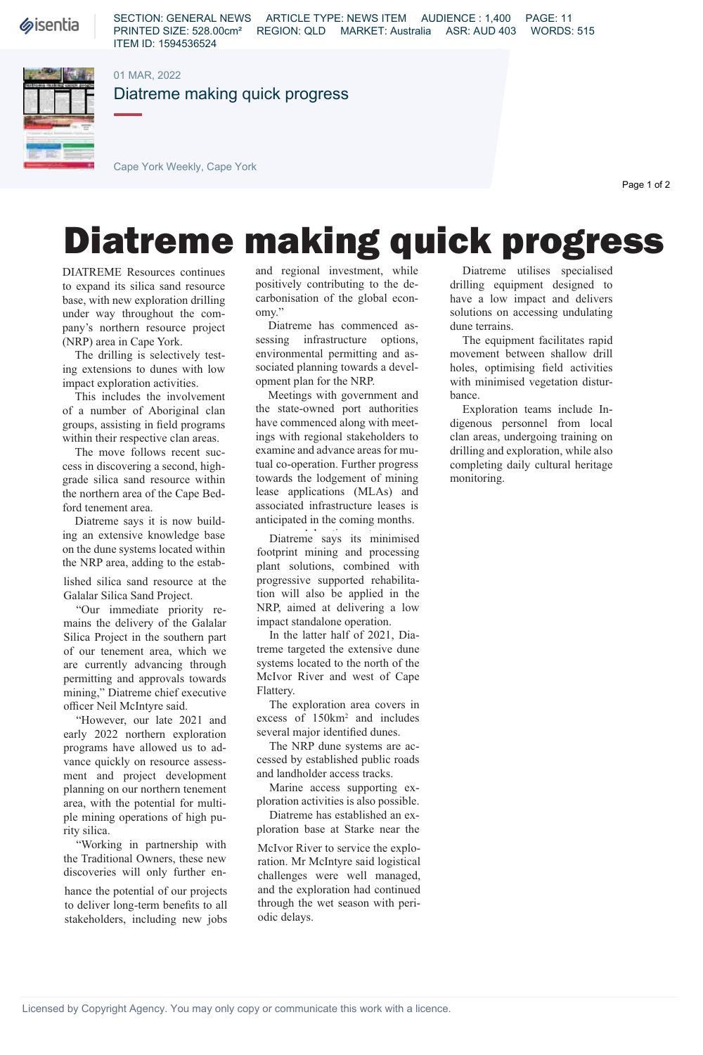# Diatreme making quick progress

DIATREME Resources continues to expand its silica sand resource base, with new exploration drilling under way throughout the company's northern resource project (NRP) area in Cape York.

The drilling is selectively testing extensions to dunes with low impact exploration activities.

This includes the involvement of a number of Aboriginal clan groups, assisting in field programs within their respective clan areas.

The move follows recent success in discovering a second, high-grade silica sand resource within the northern area of the Cape Bedford tenement area.

Diatreme says it is now building an extensive knowledge base on the dune systems located within the NRP area, adding to the established silica sand resource at the Galalar Silica Sand Project.

"Our immediate priority remains the delivery of the Galalar Silica Project in the southern part of our tenement area, which we are currently advancing through permitting and approvals towards mining," Diatreme chief executive officer Neil McIntyre said.

"However, our late 2021 and early 2022 northern exploration programs have allowed us to advance quickly on resource assessment and project development planning on our northern tenement area, with the potential for multiple mining operations of high purity silica.

"Working in partnership with the Traditional Owners, these new discoveries will only further enhance the potential of our projects to deliver long-term benefits to all stakeholders, including new jobs and regional investment, while positively contributing to the decarbonisation of the global economy."

Diatreme has commenced assessing infrastructure options, environmental permitting and associated planning towards a development plan for the NRP.

Meetings with government and the state-owned port authorities have commenced along with meetings with regional stakeholders to examine and advance areas for mutual co-operation. Further progress towards the lodgement of mining lease applications (MLAs) and associated infrastructure leases is anticipated in the coming months.

Diatreme says its minimised footprint mining and processing plant solutions, combined with progressive supported rehabilitation will also be applied in the NRP, aimed at delivering a low impact standalone operation.

In the latter half of 2021, Diatreme targeted the extensive dune systems located to the north of the McIvor River and west of Cape Flattery.

The exploration area covers in excess of 150km² and includes several major identified dunes.

The NRP dune systems are accessed by established public roads and landholder access tracks.

Marine access supporting exploration activities is also possible.

Diatreme has established an exploration base at Starke near the McIvor River to service the exploration. Mr McIntyre said logistical challenges were well managed, and the exploration had continued through the wet season with periodic delays.

Diatreme utilises specialised drilling equipment designed to have a low impact and delivers solutions on accessing undulating dune terrains.

The equipment facilitates rapid movement between shallow drill holes, optimising field activities with minimised vegetation disturbance.

Exploration teams include Indigenous personnel from local clan areas, undergoing training on drilling and exploration, while also completing daily cultural heritage monitoring.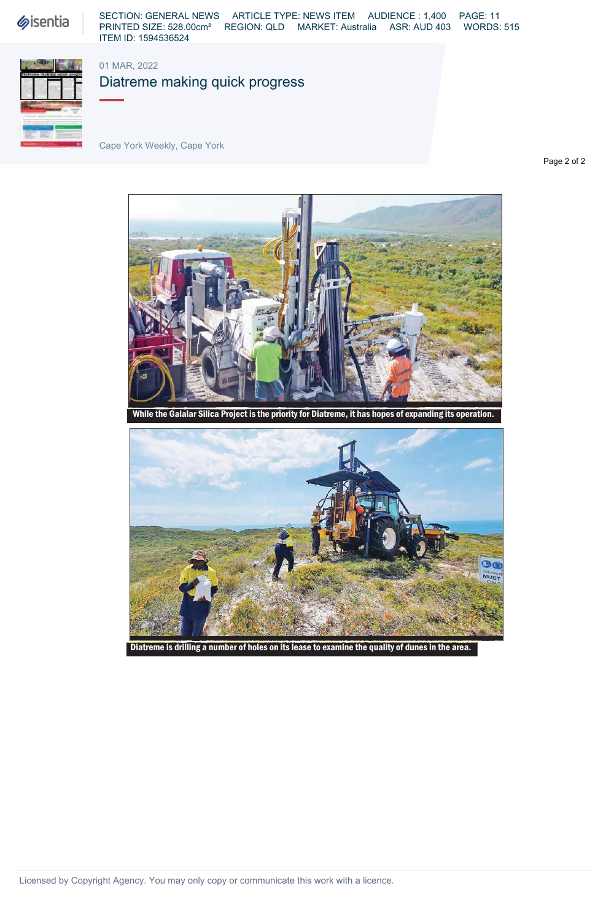While the Galalar Silica Project is the priority for Diatreme, it has hopes of expanding its operation.

Diatreme is drilling a number of holes on its lease to examine the quality of dunes in the area.